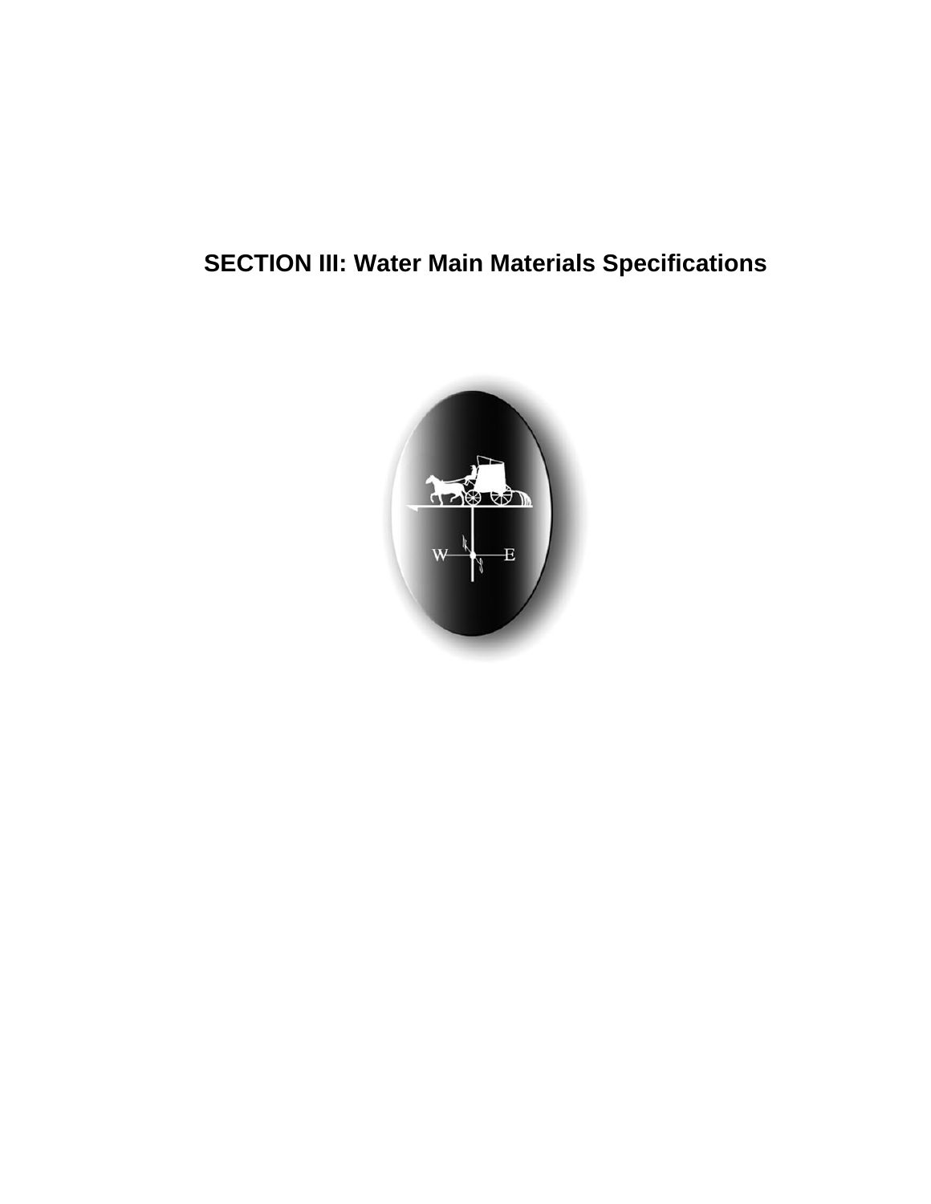# SECTION III: Water Main Materials Specifications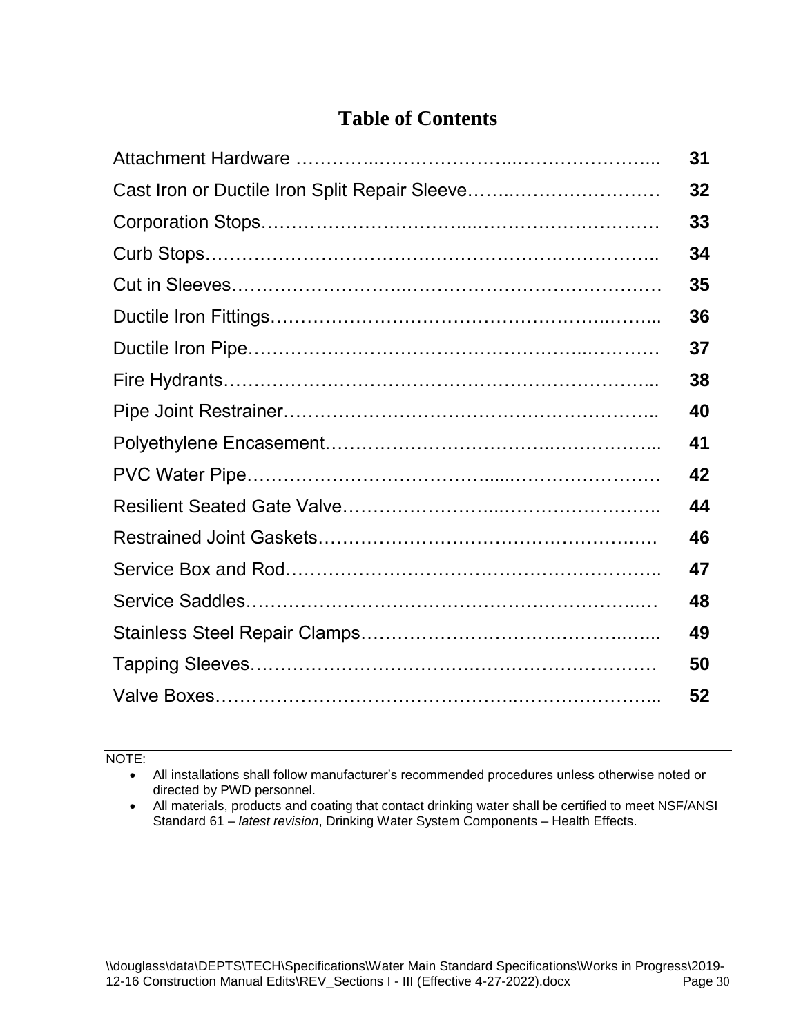# Table of Contents

| | |
|---|---|
| Attachment Hardware | 31 |
| Cast Iron or Ductile Iron Split Repair Sleeve | 32 |
| Corporation Stops | 33 |
| Curb Stops | 34 |
| Cut in Sleeves | 35 |
| Ductile Iron Fittings | 36 |
| Ductile Iron Pipe | 37 |
| Fire Hydrants | 38 |
| Pipe Joint Restrainer | 40 |
| Polyethylene Encasement | 41 |
| PVC Water Pipe | 42 |
| Resilient Seated Gate Valve | 44 |
| Restrained Joint Gaskets | 46 |
| Service Box and Rod | 47 |
| Service Saddles | 48 |
| Stainless Steel Repair Clamps | 49 |
| Tapping Sleeves | 50 |
| Valve Boxes | 52 |

NOTE:

- All installations shall follow manufacturer's recommended procedures unless otherwise noted or directed by PWD personnel.
- All materials, products and coating that contact drinking water shall be certified to meet NSF/ANSI Standard 61 – *latest revision*, Drinking Water System Components – Health Effects.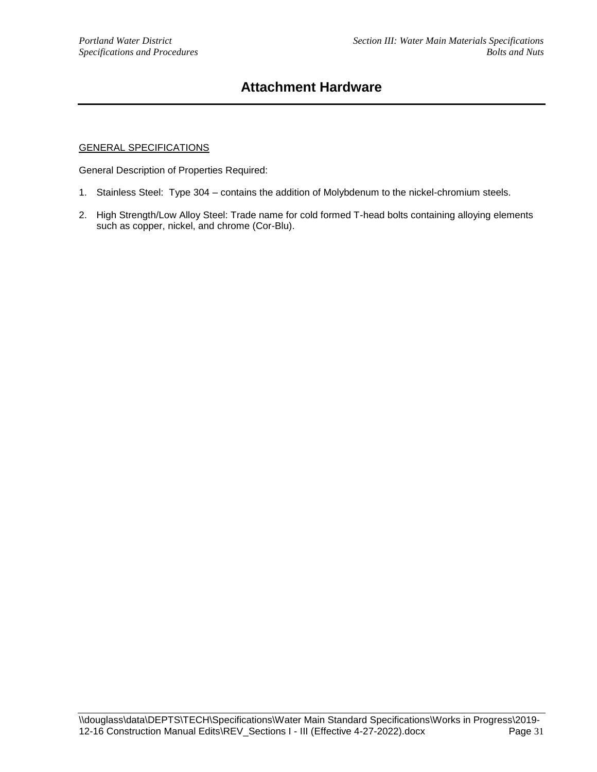# Attachment Hardware

GENERAL SPECIFICATIONS

General Description of Properties Required:

1. Stainless Steel: Type 304 – contains the addition of Molybdenum to the nickel-chromium steels.

2. High Strength/Low Alloy Steel: Trade name for cold formed T-head bolts containing alloying elements such as copper, nickel, and chrome (Cor-Blu).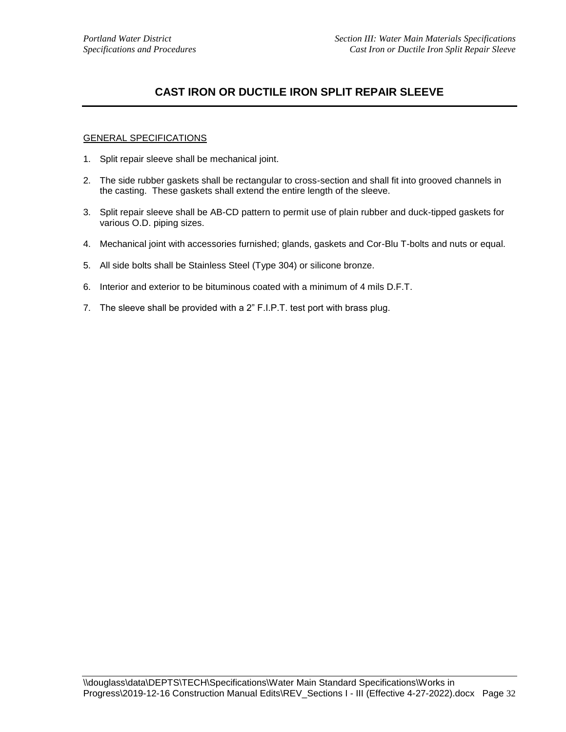# CAST IRON OR DUCTILE IRON SPLIT REPAIR SLEEVE

GENERAL SPECIFICATIONS

1. Split repair sleeve shall be mechanical joint.

2. The side rubber gaskets shall be rectangular to cross-section and shall fit into grooved channels in the casting. These gaskets shall extend the entire length of the sleeve.

3. Split repair sleeve shall be AB-CD pattern to permit use of plain rubber and duck-tipped gaskets for various O.D. piping sizes.

4. Mechanical joint with accessories furnished; glands, gaskets and Cor-Blu T-bolts and nuts or equal.

5. All side bolts shall be Stainless Steel (Type 304) or silicone bronze.

6. Interior and exterior to be bituminous coated with a minimum of 4 mils D.F.T.

7. The sleeve shall be provided with a 2" F.I.P.T. test port with brass plug.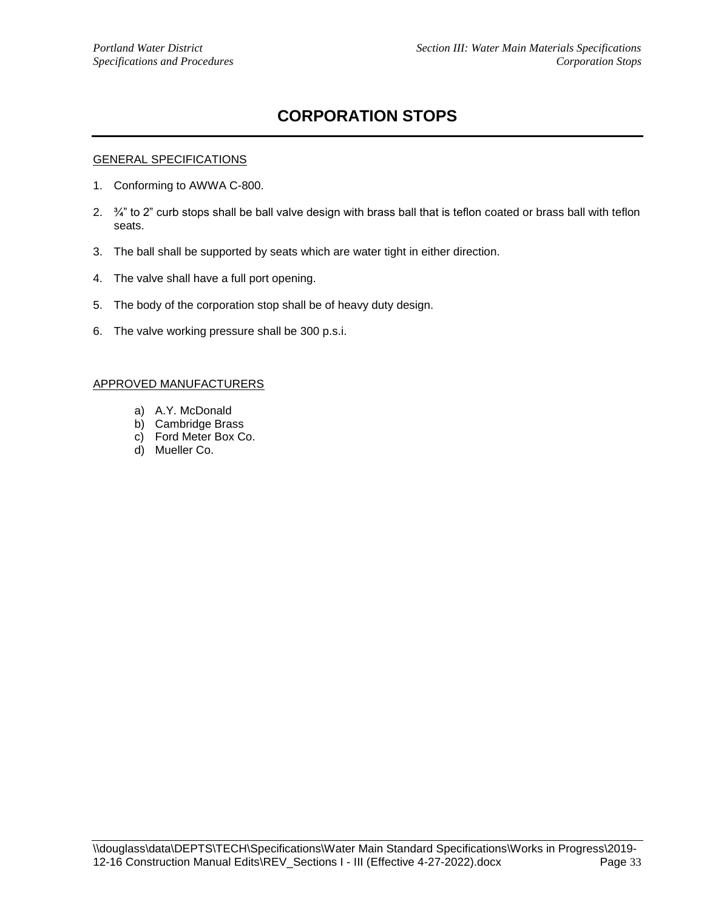# CORPORATION STOPS

## GENERAL SPECIFICATIONS

1. Conforming to AWWA C-800.
2. ¾" to 2" curb stops shall be ball valve design with brass ball that is teflon coated or brass ball with teflon seats.
3. The ball shall be supported by seats which are water tight in either direction.
4. The valve shall have a full port opening.
5. The body of the corporation stop shall be of heavy duty design.
6. The valve working pressure shall be 300 p.s.i.

## APPROVED MANUFACTURERS

a) A.Y. McDonald
b) Cambridge Brass
c) Ford Meter Box Co.
d) Mueller Co.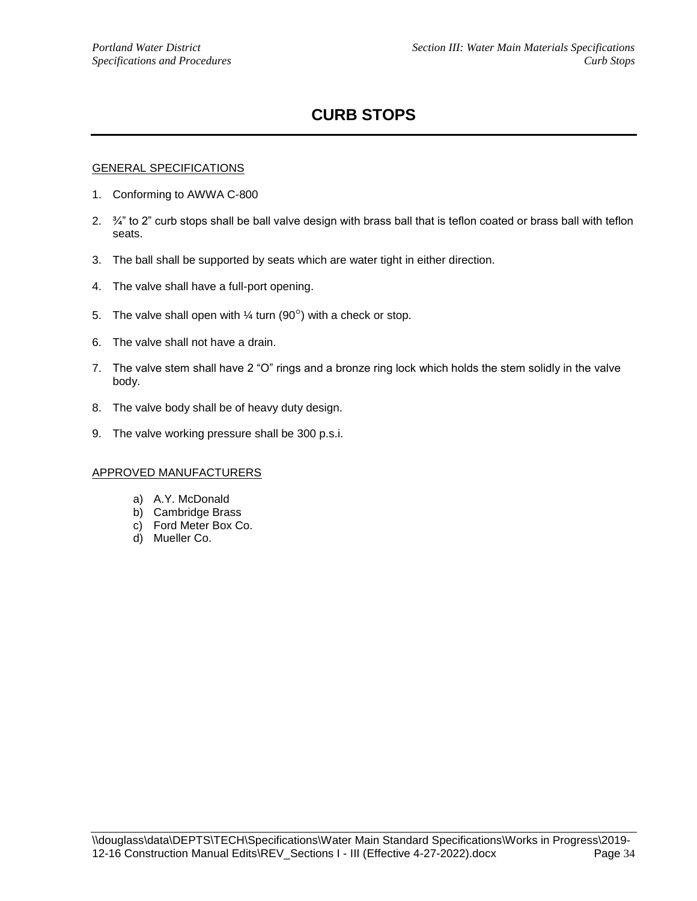# CURB STOPS

GENERAL SPECIFICATIONS

1. Conforming to AWWA C-800
2. ¾” to 2” curb stops shall be ball valve design with brass ball that is teflon coated or brass ball with teflon seats.
3. The ball shall be supported by seats which are water tight in either direction.
4. The valve shall have a full-port opening.
5. The valve shall open with ¼ turn (90°) with a check or stop.
6. The valve shall not have a drain.
7. The valve stem shall have 2 “O” rings and a bronze ring lock which holds the stem solidly in the valve body.
8. The valve body shall be of heavy duty design.
9. The valve working pressure shall be 300 p.s.i.

APPROVED MANUFACTURERS

a) A.Y. McDonald
b) Cambridge Brass
c) Ford Meter Box Co.
d) Mueller Co.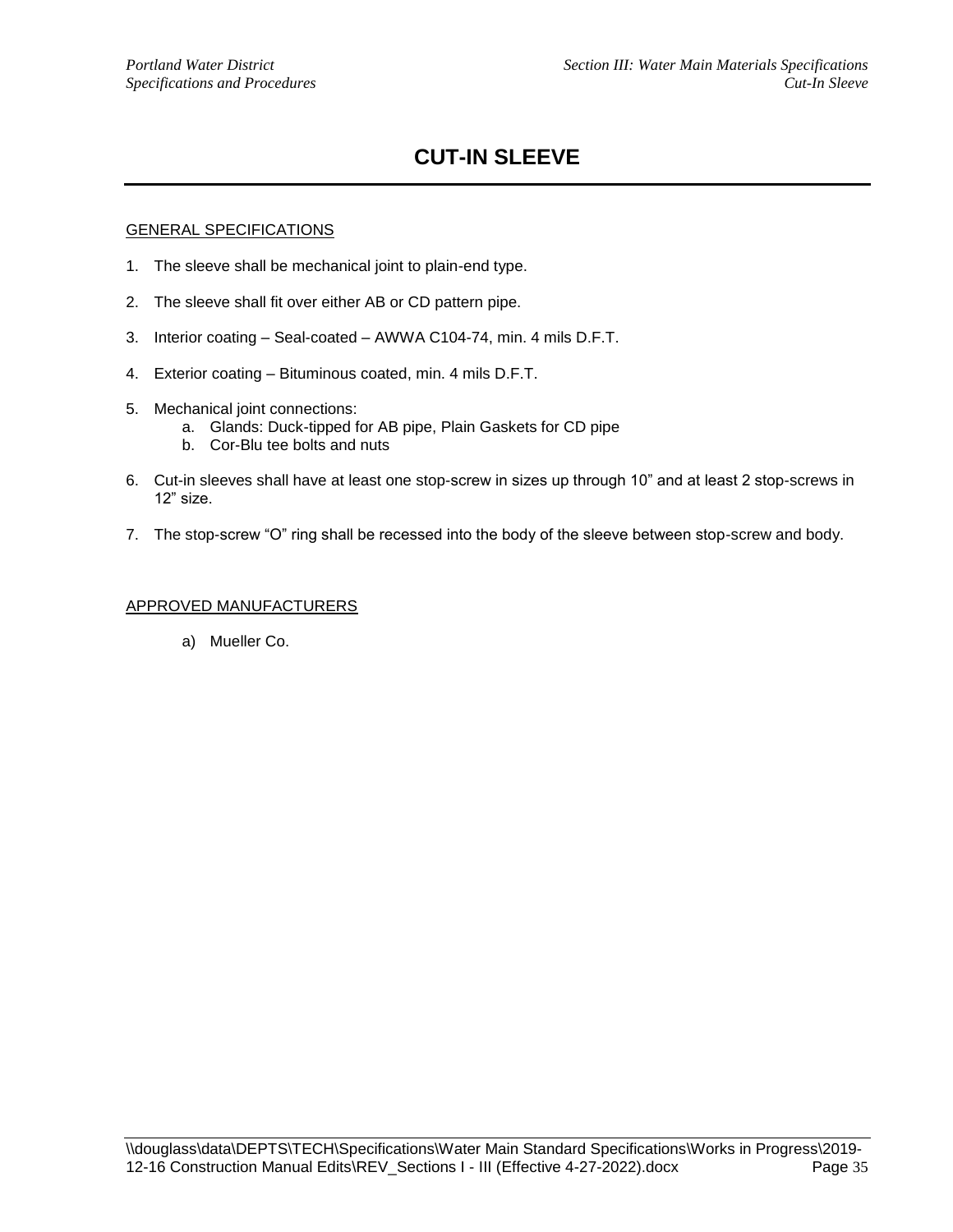# CUT-IN SLEEVE

GENERAL SPECIFICATIONS

1. The sleeve shall be mechanical joint to plain-end type.

2. The sleeve shall fit over either AB or CD pattern pipe.

3. Interior coating – Seal-coated – AWWA C104-74, min. 4 mils D.F.T.

4. Exterior coating – Bituminous coated, min. 4 mils D.F.T.

5. Mechanical joint connections:
   a. Glands: Duck-tipped for AB pipe, Plain Gaskets for CD pipe
   b. Cor-Blu tee bolts and nuts

6. Cut-in sleeves shall have at least one stop-screw in sizes up through 10" and at least 2 stop-screws in 12" size.

7. The stop-screw "O" ring shall be recessed into the body of the sleeve between stop-screw and body.

APPROVED MANUFACTURERS

a) Mueller Co.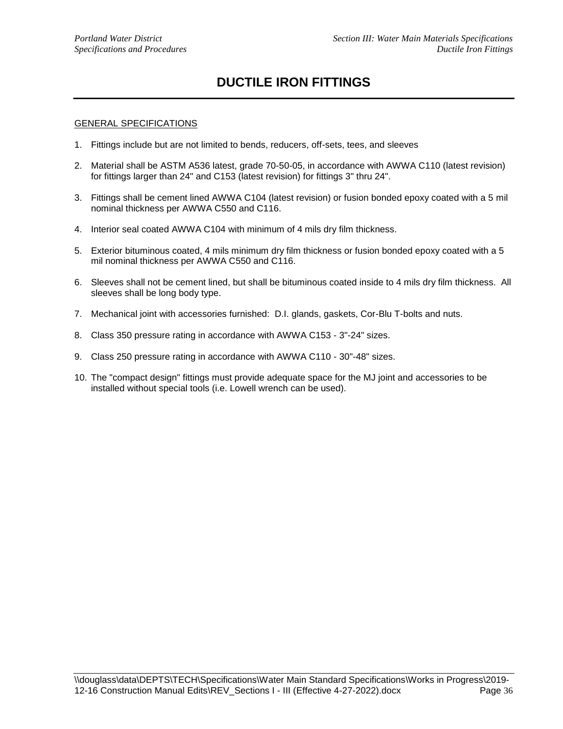# DUCTILE IRON FITTINGS

<u>GENERAL SPECIFICATIONS</u>

1. Fittings include but are not limited to bends, reducers, off-sets, tees, and sleeves

2. Material shall be ASTM A536 latest, grade 70-50-05, in accordance with AWWA C110 (latest revision) for fittings larger than 24" and C153 (latest revision) for fittings 3" thru 24".

3. Fittings shall be cement lined AWWA C104 (latest revision) or fusion bonded epoxy coated with a 5 mil nominal thickness per AWWA C550 and C116.

4. Interior seal coated AWWA C104 with minimum of 4 mils dry film thickness.

5. Exterior bituminous coated, 4 mils minimum dry film thickness or fusion bonded epoxy coated with a 5 mil nominal thickness per AWWA C550 and C116.

6. Sleeves shall not be cement lined, but shall be bituminous coated inside to 4 mils dry film thickness. All sleeves shall be long body type.

7. Mechanical joint with accessories furnished: D.I. glands, gaskets, Cor-Blu T-bolts and nuts.

8. Class 350 pressure rating in accordance with AWWA C153 - 3"-24" sizes.

9. Class 250 pressure rating in accordance with AWWA C110 - 30"-48" sizes.

10. The "compact design" fittings must provide adequate space for the MJ joint and accessories to be installed without special tools (i.e. Lowell wrench can be used).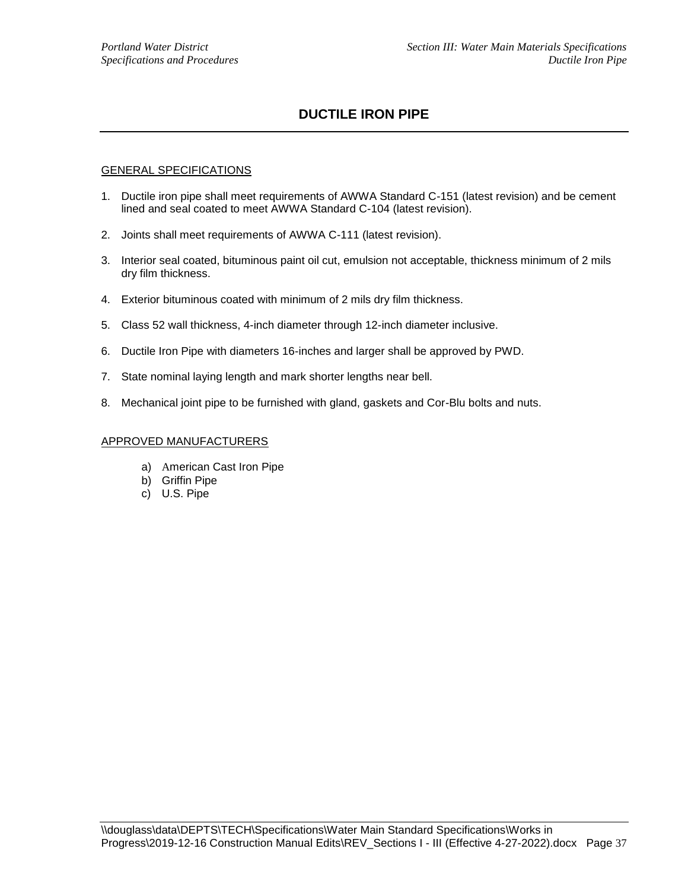# DUCTILE IRON PIPE

## GENERAL SPECIFICATIONS

1. Ductile iron pipe shall meet requirements of AWWA Standard C-151 (latest revision) and be cement lined and seal coated to meet AWWA Standard C-104 (latest revision).
2. Joints shall meet requirements of AWWA C-111 (latest revision).
3. Interior seal coated, bituminous paint oil cut, emulsion not acceptable, thickness minimum of 2 mils dry film thickness.
4. Exterior bituminous coated with minimum of 2 mils dry film thickness.
5. Class 52 wall thickness, 4-inch diameter through 12-inch diameter inclusive.
6. Ductile Iron Pipe with diameters 16-inches and larger shall be approved by PWD.
7. State nominal laying length and mark shorter lengths near bell.
8. Mechanical joint pipe to be furnished with gland, gaskets and Cor-Blu bolts and nuts.

## APPROVED MANUFACTURERS

a) American Cast Iron Pipe
b) Griffin Pipe
c) U.S. Pipe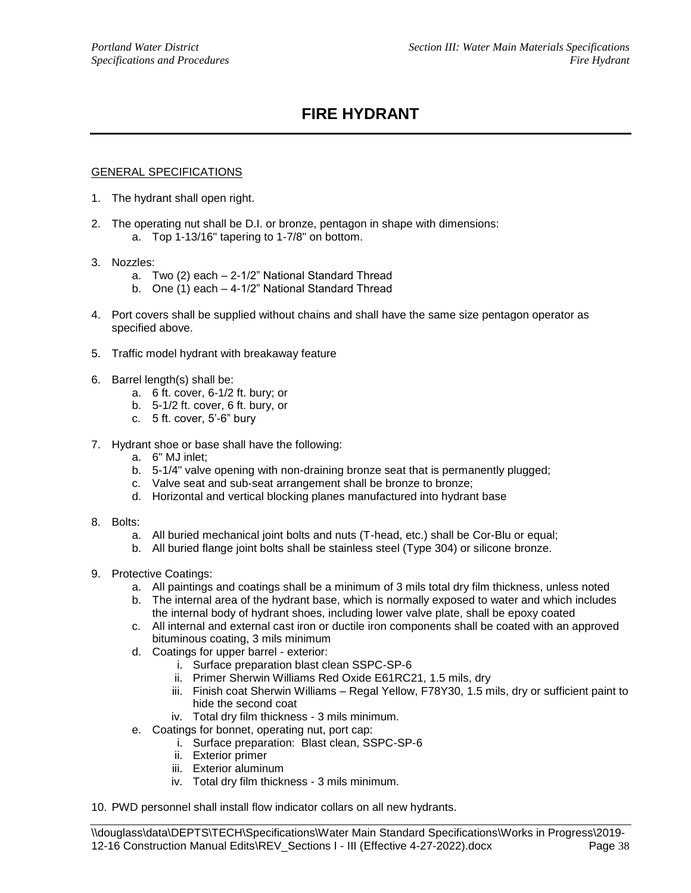# FIRE HYDRANT

GENERAL SPECIFICATIONS

1. The hydrant shall open right.

2. The operating nut shall be D.I. or bronze, pentagon in shape with dimensions:
   a. Top 1-13/16" tapering to 1-7/8" on bottom.

3. Nozzles:
   a. Two (2) each – 2-1/2" National Standard Thread
   b. One (1) each – 4-1/2" National Standard Thread

4. Port covers shall be supplied without chains and shall have the same size pentagon operator as specified above.

5. Traffic model hydrant with breakaway feature

6. Barrel length(s) shall be:
   a. 6 ft. cover, 6-1/2 ft. bury; or
   b. 5-1/2 ft. cover, 6 ft. bury, or
   c. 5 ft. cover, 5'-6" bury

7. Hydrant shoe or base shall have the following:
   a. 6" MJ inlet;
   b. 5-1/4" valve opening with non-draining bronze seat that is permanently plugged;
   c. Valve seat and sub-seat arrangement shall be bronze to bronze;
   d. Horizontal and vertical blocking planes manufactured into hydrant base

8. Bolts:
   a. All buried mechanical joint bolts and nuts (T-head, etc.) shall be Cor-Blu or equal;
   b. All buried flange joint bolts shall be stainless steel (Type 304) or silicone bronze.

9. Protective Coatings:
   a. All paintings and coatings shall be a minimum of 3 mils total dry film thickness, unless noted
   b. The internal area of the hydrant base, which is normally exposed to water and which includes the internal body of hydrant shoes, including lower valve plate, shall be epoxy coated
   c. All internal and external cast iron or ductile iron components shall be coated with an approved bituminous coating, 3 mils minimum
   d. Coatings for upper barrel - exterior:
      i. Surface preparation blast clean SSPC-SP-6
      ii. Primer Sherwin Williams Red Oxide E61RC21, 1.5 mils, dry
      iii. Finish coat Sherwin Williams – Regal Yellow, F78Y30, 1.5 mils, dry or sufficient paint to hide the second coat
      iv. Total dry film thickness - 3 mils minimum.
   e. Coatings for bonnet, operating nut, port cap:
      i. Surface preparation: Blast clean, SSPC-SP-6
      ii. Exterior primer
      iii. Exterior aluminum
      iv. Total dry film thickness - 3 mils minimum.

10. PWD personnel shall install flow indicator collars on all new hydrants.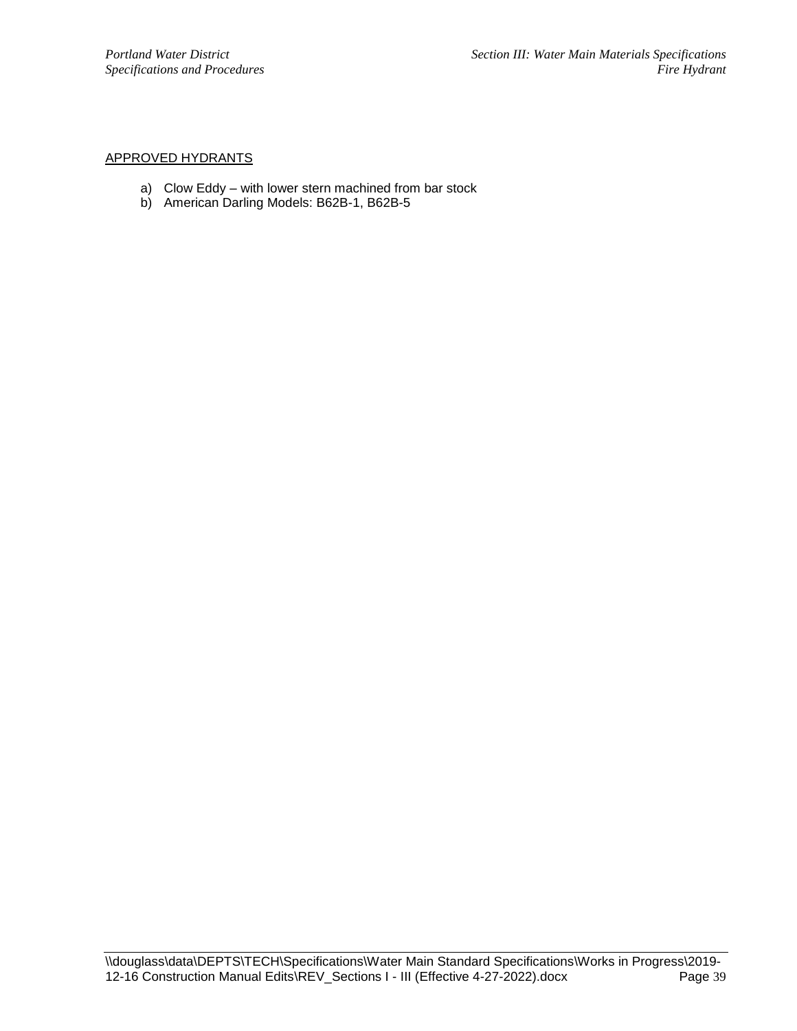APPROVED HYDRANTS

a) Clow Eddy – with lower stern machined from bar stock
b) American Darling Models: B62B-1, B62B-5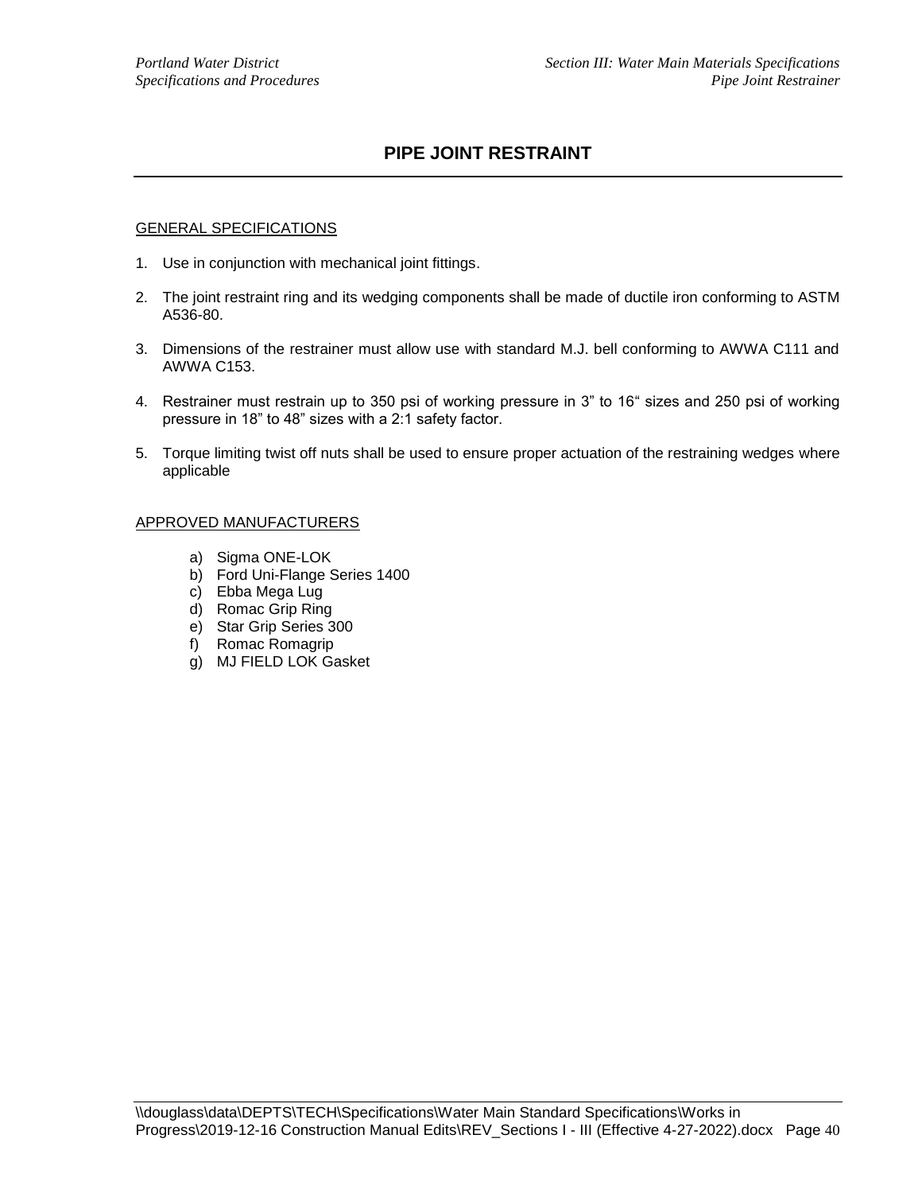# PIPE JOINT RESTRAINT

GENERAL SPECIFICATIONS

1. Use in conjunction with mechanical joint fittings.
2. The joint restraint ring and its wedging components shall be made of ductile iron conforming to ASTM A536-80.
3. Dimensions of the restrainer must allow use with standard M.J. bell conforming to AWWA C111 and AWWA C153.
4. Restrainer must restrain up to 350 psi of working pressure in 3" to 16" sizes and 250 psi of working pressure in 18" to 48" sizes with a 2:1 safety factor.
5. Torque limiting twist off nuts shall be used to ensure proper actuation of the restraining wedges where applicable

APPROVED MANUFACTURERS

a) Sigma ONE-LOK
b) Ford Uni-Flange Series 1400
c) Ebba Mega Lug
d) Romac Grip Ring
e) Star Grip Series 300
f) Romac Romagrip
g) MJ FIELD LOK Gasket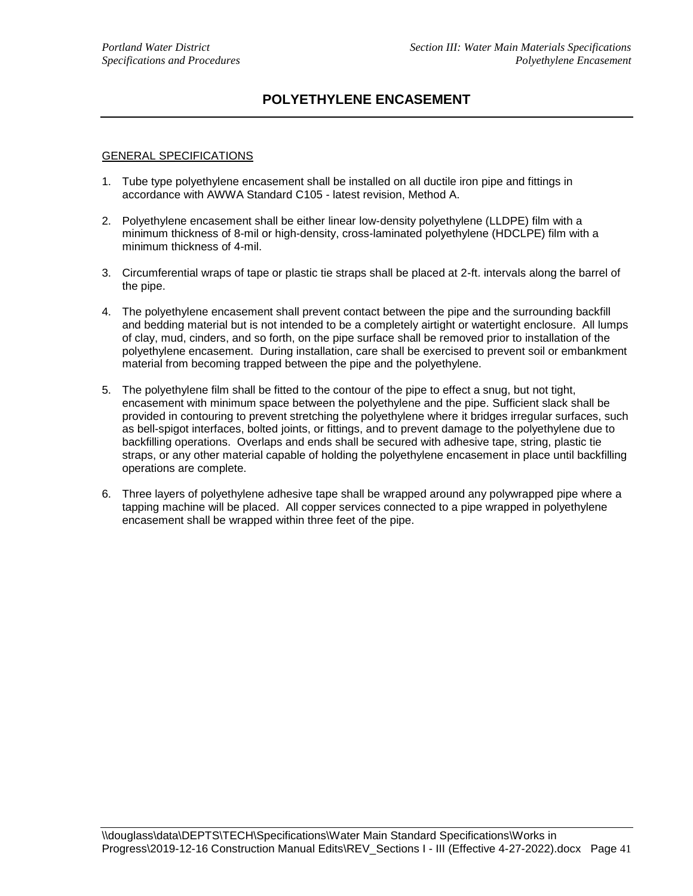# POLYETHYLENE ENCASEMENT

GENERAL SPECIFICATIONS

1. Tube type polyethylene encasement shall be installed on all ductile iron pipe and fittings in accordance with AWWA Standard C105 - latest revision, Method A.

2. Polyethylene encasement shall be either linear low-density polyethylene (LLDPE) film with a minimum thickness of 8-mil or high-density, cross-laminated polyethylene (HDCLPE) film with a minimum thickness of 4-mil.

3. Circumferential wraps of tape or plastic tie straps shall be placed at 2-ft. intervals along the barrel of the pipe.

4. The polyethylene encasement shall prevent contact between the pipe and the surrounding backfill and bedding material but is not intended to be a completely airtight or watertight enclosure. All lumps of clay, mud, cinders, and so forth, on the pipe surface shall be removed prior to installation of the polyethylene encasement. During installation, care shall be exercised to prevent soil or embankment material from becoming trapped between the pipe and the polyethylene.

5. The polyethylene film shall be fitted to the contour of the pipe to effect a snug, but not tight, encasement with minimum space between the polyethylene and the pipe. Sufficient slack shall be provided in contouring to prevent stretching the polyethylene where it bridges irregular surfaces, such as bell-spigot interfaces, bolted joints, or fittings, and to prevent damage to the polyethylene due to backfilling operations. Overlaps and ends shall be secured with adhesive tape, string, plastic tie straps, or any other material capable of holding the polyethylene encasement in place until backfilling operations are complete.

6. Three layers of polyethylene adhesive tape shall be wrapped around any polywrapped pipe where a tapping machine will be placed. All copper services connected to a pipe wrapped in polyethylene encasement shall be wrapped within three feet of the pipe.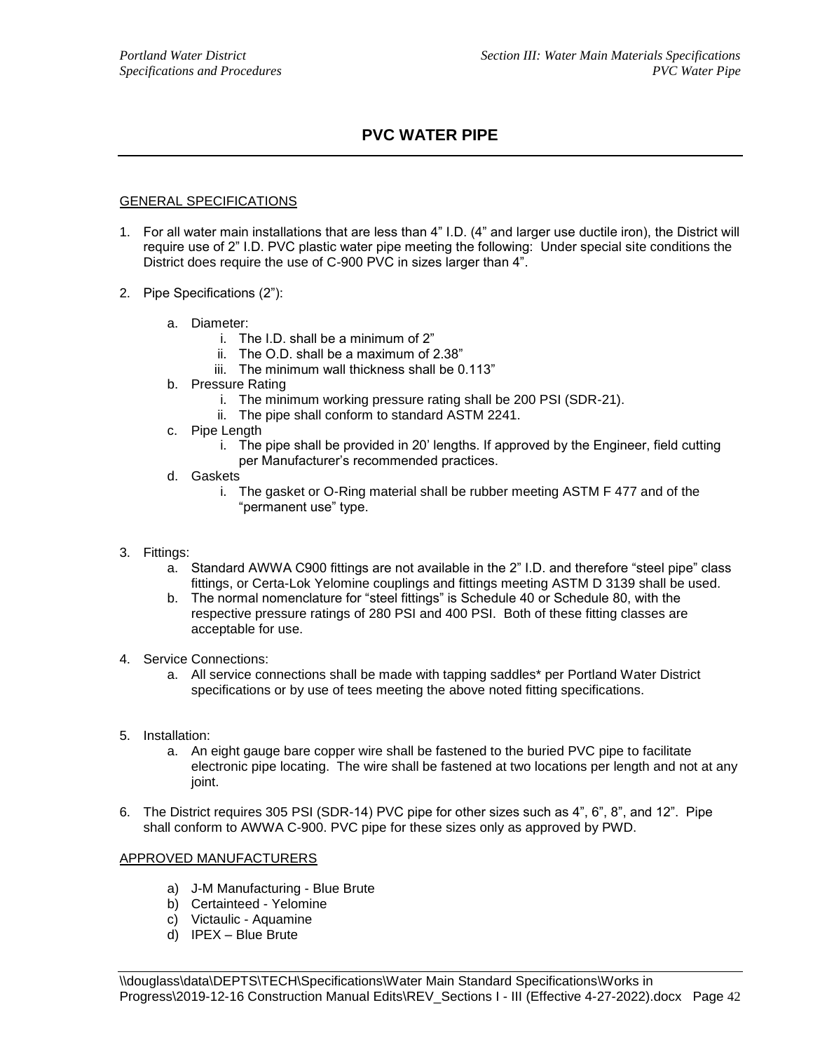# PVC WATER PIPE

## GENERAL SPECIFICATIONS

1. For all water main installations that are less than 4" I.D. (4" and larger use ductile iron), the District will require use of 2" I.D. PVC plastic water pipe meeting the following: Under special site conditions the District does require the use of C-900 PVC in sizes larger than 4".

2. Pipe Specifications (2"):

   a. Diameter:
      i. The I.D. shall be a minimum of 2"
      ii. The O.D. shall be a maximum of 2.38"
      iii. The minimum wall thickness shall be 0.113"

   b. Pressure Rating
      i. The minimum working pressure rating shall be 200 PSI (SDR-21).
      ii. The pipe shall conform to standard ASTM 2241.

   c. Pipe Length
      i. The pipe shall be provided in 20' lengths. If approved by the Engineer, field cutting per Manufacturer's recommended practices.

   d. Gaskets
      i. The gasket or O-Ring material shall be rubber meeting ASTM F 477 and of the "permanent use" type.

3. Fittings:
   a. Standard AWWA C900 fittings are not available in the 2" I.D. and therefore "steel pipe" class fittings, or Certa-Lok Yelomine couplings and fittings meeting ASTM D 3139 shall be used.
   b. The normal nomenclature for "steel fittings" is Schedule 40 or Schedule 80, with the respective pressure ratings of 280 PSI and 400 PSI. Both of these fitting classes are acceptable for use.

4. Service Connections:
   a. All service connections shall be made with tapping saddles* per Portland Water District specifications or by use of tees meeting the above noted fitting specifications.

5. Installation:
   a. An eight gauge bare copper wire shall be fastened to the buried PVC pipe to facilitate electronic pipe locating. The wire shall be fastened at two locations per length and not at any joint.

6. The District requires 305 PSI (SDR-14) PVC pipe for other sizes such as 4", 6", 8", and 12". Pipe shall conform to AWWA C-900. PVC pipe for these sizes only as approved by PWD.

## APPROVED MANUFACTURERS

a) J-M Manufacturing - Blue Brute
b) Certainteed - Yelomine
c) Victaulic - Aquamine
d) IPEX – Blue Brute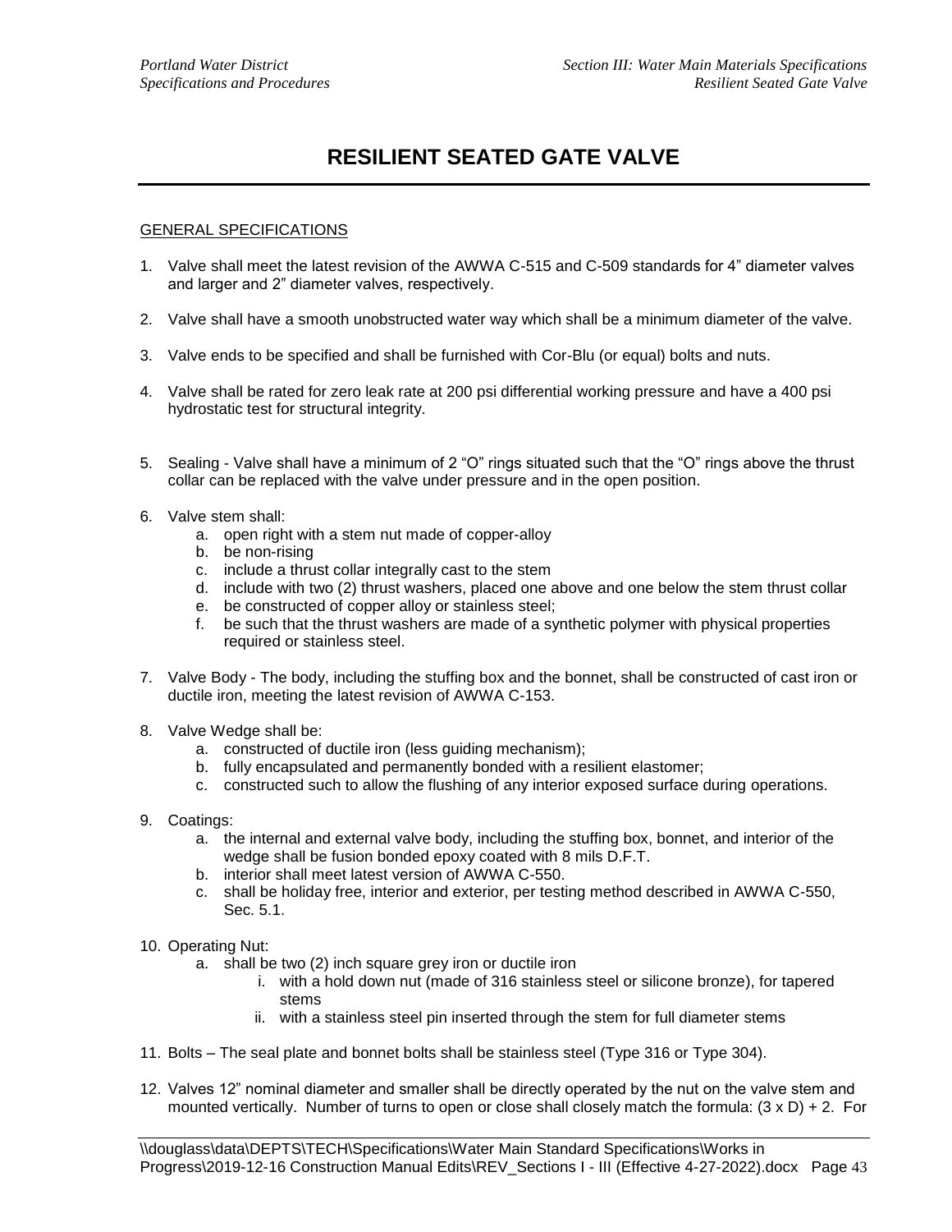# RESILIENT SEATED GATE VALVE

GENERAL SPECIFICATIONS

1. Valve shall meet the latest revision of the AWWA C-515 and C-509 standards for 4" diameter valves and larger and 2" diameter valves, respectively.

2. Valve shall have a smooth unobstructed water way which shall be a minimum diameter of the valve.

3. Valve ends to be specified and shall be furnished with Cor-Blu (or equal) bolts and nuts.

4. Valve shall be rated for zero leak rate at 200 psi differential working pressure and have a 400 psi hydrostatic test for structural integrity.

5. Sealing - Valve shall have a minimum of 2 "O" rings situated such that the "O" rings above the thrust collar can be replaced with the valve under pressure and in the open position.

6. Valve stem shall:
   a. open right with a stem nut made of copper-alloy
   b. be non-rising
   c. include a thrust collar integrally cast to the stem
   d. include with two (2) thrust washers, placed one above and one below the stem thrust collar
   e. be constructed of copper alloy or stainless steel;
   f. be such that the thrust washers are made of a synthetic polymer with physical properties required or stainless steel.

7. Valve Body - The body, including the stuffing box and the bonnet, shall be constructed of cast iron or ductile iron, meeting the latest revision of AWWA C-153.

8. Valve Wedge shall be:
   a. constructed of ductile iron (less guiding mechanism);
   b. fully encapsulated and permanently bonded with a resilient elastomer;
   c. constructed such to allow the flushing of any interior exposed surface during operations.

9. Coatings:
   a. the internal and external valve body, including the stuffing box, bonnet, and interior of the wedge shall be fusion bonded epoxy coated with 8 mils D.F.T.
   b. interior shall meet latest version of AWWA C-550.
   c. shall be holiday free, interior and exterior, per testing method described in AWWA C-550, Sec. 5.1.

10. Operating Nut:
    a. shall be two (2) inch square grey iron or ductile iron
       i. with a hold down nut (made of 316 stainless steel or silicone bronze), for tapered stems
       ii. with a stainless steel pin inserted through the stem for full diameter stems

11. Bolts – The seal plate and bonnet bolts shall be stainless steel (Type 316 or Type 304).

12. Valves 12" nominal diameter and smaller shall be directly operated by the nut on the valve stem and mounted vertically. Number of turns to open or close shall closely match the formula: $(3 \times D) + 2$. For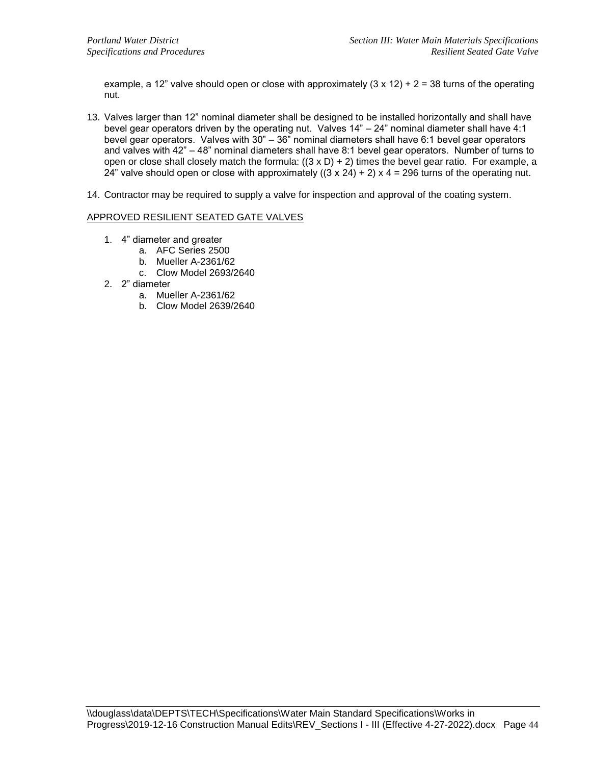example, a 12" valve should open or close with approximately (3 x 12) + 2 = 38 turns of the operating nut.

13. Valves larger than 12" nominal diameter shall be designed to be installed horizontally and shall have bevel gear operators driven by the operating nut. Valves 14" – 24" nominal diameter shall have 4:1 bevel gear operators. Valves with 30" – 36" nominal diameters shall have 6:1 bevel gear operators and valves with 42" – 48" nominal diameters shall have 8:1 bevel gear operators. Number of turns to open or close shall closely match the formula: ((3 x D) + 2) times the bevel gear ratio. For example, a 24" valve should open or close with approximately ((3 x 24) + 2) x 4 = 296 turns of the operating nut.

14. Contractor may be required to supply a valve for inspection and approval of the coating system.

<u>APPROVED RESILIENT SEATED GATE VALVES</u>

1. 4" diameter and greater
    a. AFC Series 2500
    b. Mueller A-2361/62
    c. Clow Model 2693/2640
2. 2" diameter
    a. Mueller A-2361/62
    b. Clow Model 2639/2640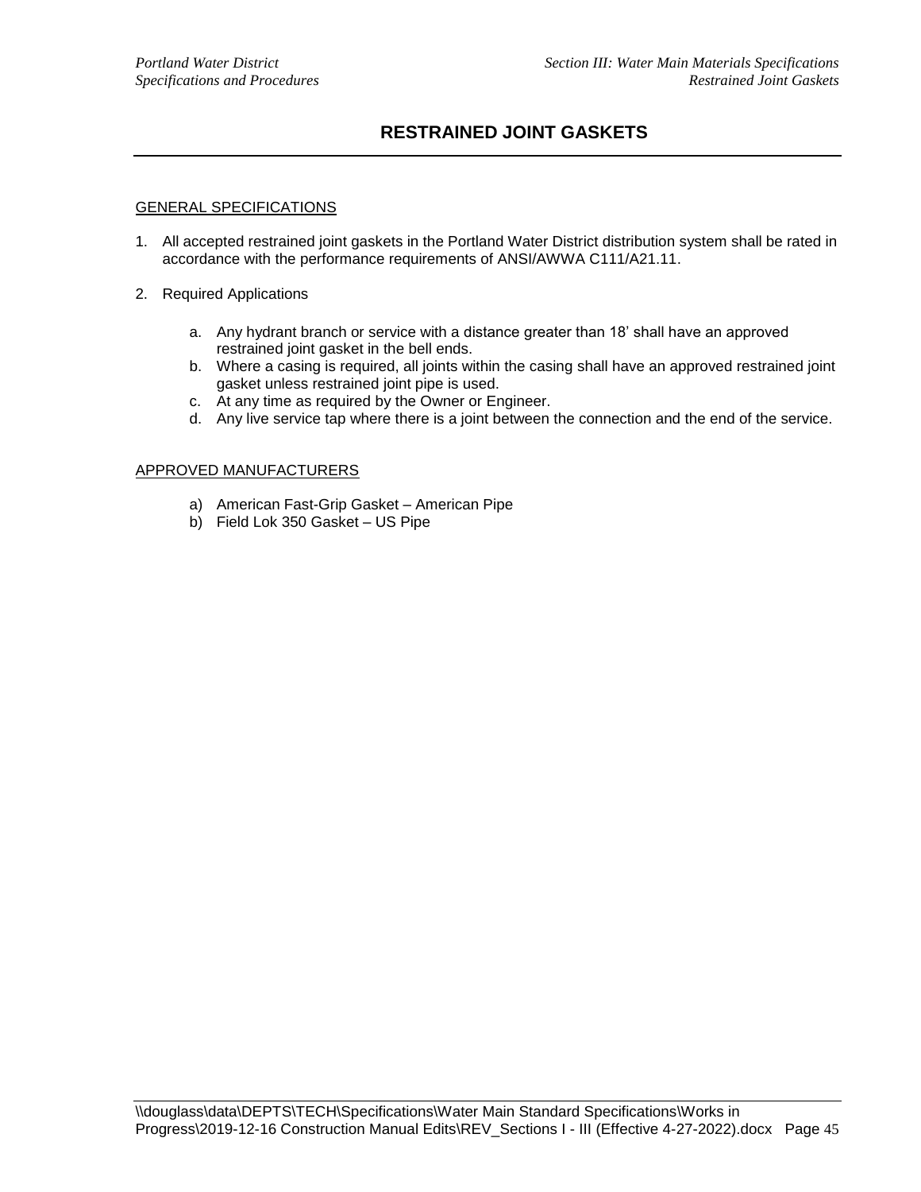# RESTRAINED JOINT GASKETS

GENERAL SPECIFICATIONS

1. All accepted restrained joint gaskets in the Portland Water District distribution system shall be rated in accordance with the performance requirements of ANSI/AWWA C111/A21.11.

2. Required Applications

   a. Any hydrant branch or service with a distance greater than 18' shall have an approved restrained joint gasket in the bell ends.
   b. Where a casing is required, all joints within the casing shall have an approved restrained joint gasket unless restrained joint pipe is used.
   c. At any time as required by the Owner or Engineer.
   d. Any live service tap where there is a joint between the connection and the end of the service.

APPROVED MANUFACTURERS

a) American Fast-Grip Gasket – American Pipe
b) Field Lok 350 Gasket – US Pipe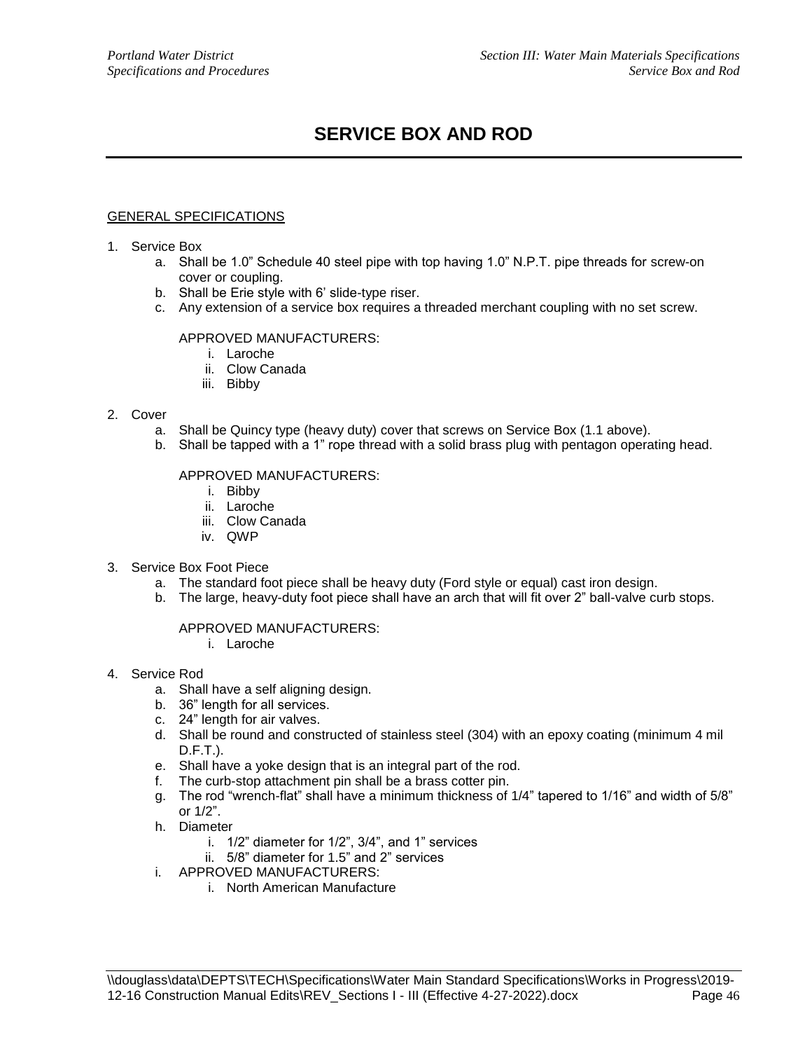# SERVICE BOX AND ROD

GENERAL SPECIFICATIONS

1. Service Box
   a. Shall be 1.0" Schedule 40 steel pipe with top having 1.0" N.P.T. pipe threads for screw-on cover or coupling.
   b. Shall be Erie style with 6' slide-type riser.
   c. Any extension of a service box requires a threaded merchant coupling with no set screw.

   APPROVED MANUFACTURERS:
      i. Laroche
      ii. Clow Canada
      iii. Bibby

2. Cover
   a. Shall be Quincy type (heavy duty) cover that screws on Service Box (1.1 above).
   b. Shall be tapped with a 1" rope thread with a solid brass plug with pentagon operating head.

   APPROVED MANUFACTURERS:
      i. Bibby
      ii. Laroche
      iii. Clow Canada
      iv. QWP

3. Service Box Foot Piece
   a. The standard foot piece shall be heavy duty (Ford style or equal) cast iron design.
   b. The large, heavy-duty foot piece shall have an arch that will fit over 2" ball-valve curb stops.

   APPROVED MANUFACTURERS:
      i. Laroche

4. Service Rod
   a. Shall have a self aligning design.
   b. 36" length for all services.
   c. 24" length for air valves.
   d. Shall be round and constructed of stainless steel (304) with an epoxy coating (minimum 4 mil D.F.T.).
   e. Shall have a yoke design that is an integral part of the rod.
   f. The curb-stop attachment pin shall be a brass cotter pin.
   g. The rod "wrench-flat" shall have a minimum thickness of 1/4" tapered to 1/16" and width of 5/8" or 1/2".
   h. Diameter
      i. 1/2" diameter for 1/2", 3/4", and 1" services
      ii. 5/8" diameter for 1.5" and 2" services
   i. APPROVED MANUFACTURERS:
      i. North American Manufacture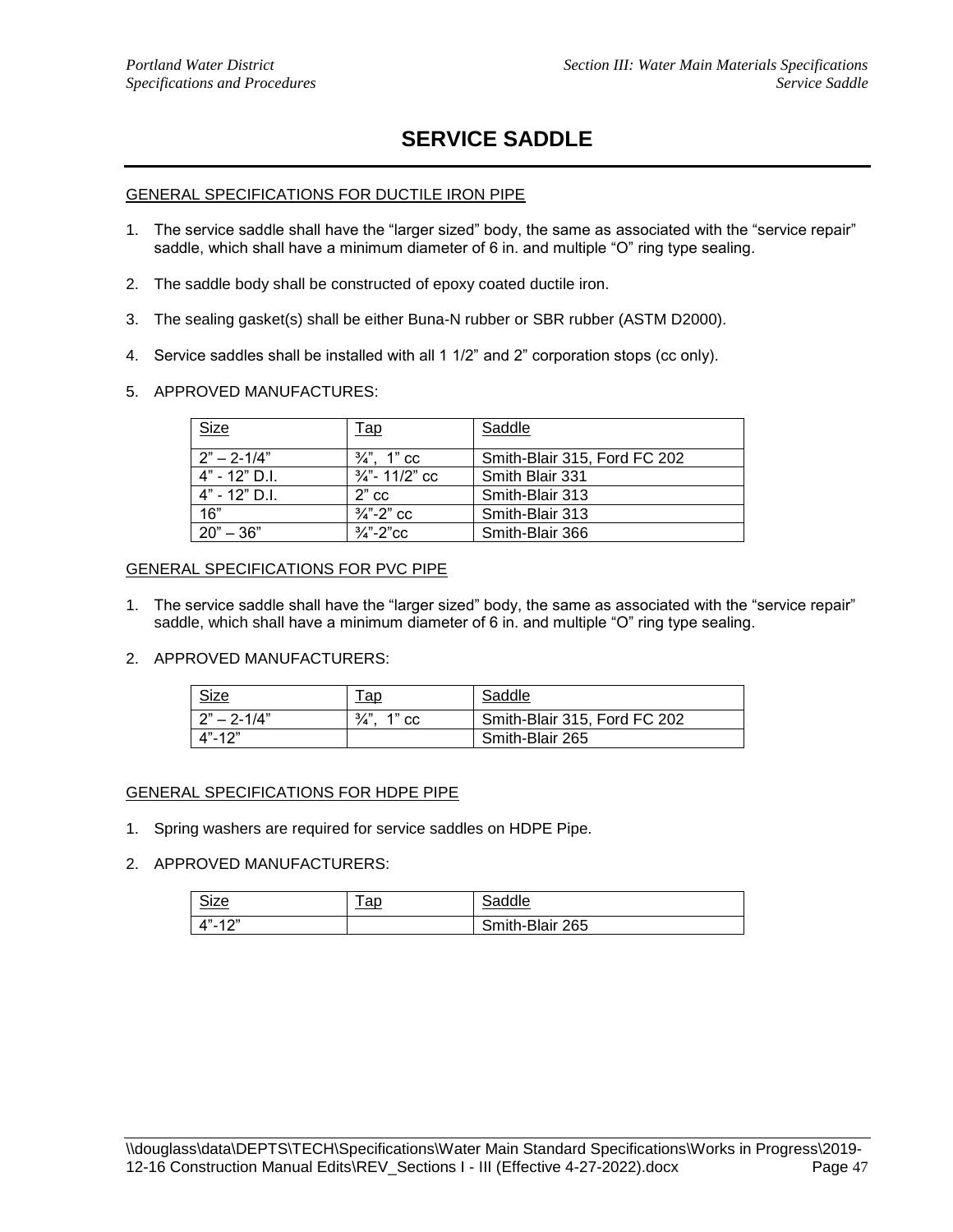# SERVICE SADDLE

GENERAL SPECIFICATIONS FOR DUCTILE IRON PIPE

1. The service saddle shall have the “larger sized” body, the same as associated with the “service repair” saddle, which shall have a minimum diameter of 6 in. and multiple “O” ring type sealing.

2. The saddle body shall be constructed of epoxy coated ductile iron.

3. The sealing gasket(s) shall be either Buna-N rubber or SBR rubber (ASTM D2000).

4. Service saddles shall be installed with all 1 1/2” and 2” corporation stops (cc only).

5. APPROVED MANUFACTURES:

| Size | Tap | Saddle |
|---|---|---|
| 2” – 2-1/4” | ¾”, 1” cc | Smith-Blair 315, Ford FC 202 |
| 4” - 12” D.I. | ¾”- 11/2” cc | Smith Blair 331 |
| 4” - 12” D.I. | 2” cc | Smith-Blair 313 |
| 16” | ¾”-2” cc | Smith-Blair 313 |
| 20” – 36” | ¾”-2”cc | Smith-Blair 366 |

GENERAL SPECIFICATIONS FOR PVC PIPE

1. The service saddle shall have the “larger sized” body, the same as associated with the “service repair” saddle, which shall have a minimum diameter of 6 in. and multiple “O” ring type sealing.

2. APPROVED MANUFACTURERS:

| Size | Tap | Saddle |
|---|---|---|
| 2” – 2-1/4” | ¾”, 1” cc | Smith-Blair 315, Ford FC 202 |
| 4”-12” | | Smith-Blair 265 |

GENERAL SPECIFICATIONS FOR HDPE PIPE

1. Spring washers are required for service saddles on HDPE Pipe.

2. APPROVED MANUFACTURERS:

| Size | Tap | Saddle |
|---|---|---|
| 4”-12” | | Smith-Blair 265 |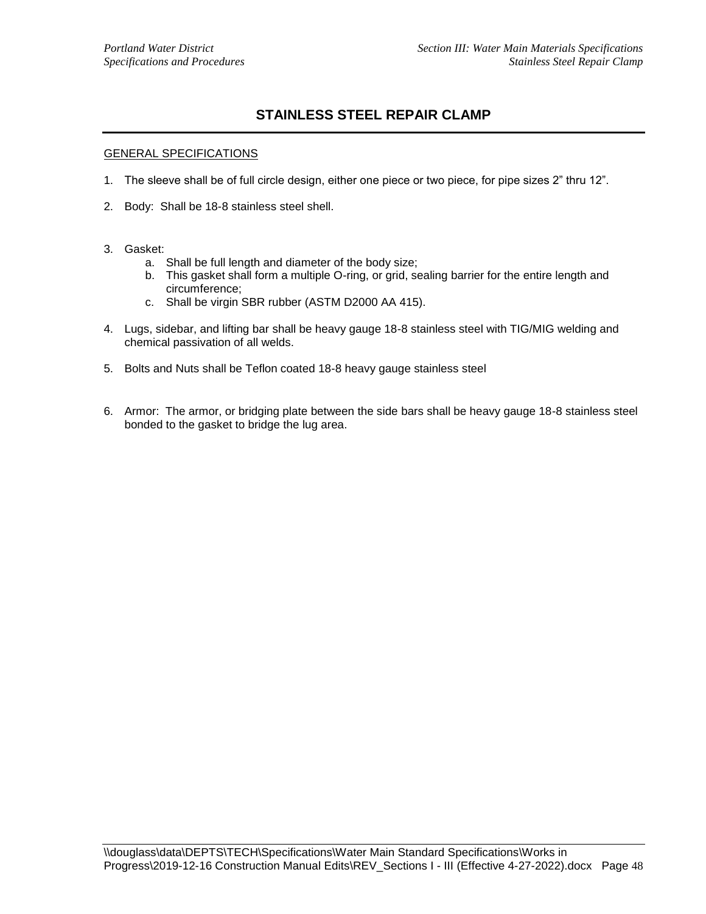# STAINLESS STEEL REPAIR CLAMP

## GENERAL SPECIFICATIONS

1. The sleeve shall be of full circle design, either one piece or two piece, for pipe sizes 2" thru 12".
2. Body: Shall be 18-8 stainless steel shell.
3. Gasket:
   a. Shall be full length and diameter of the body size;
   b. This gasket shall form a multiple O-ring, or grid, sealing barrier for the entire length and circumference;
   c. Shall be virgin SBR rubber (ASTM D2000 AA 415).
4. Lugs, sidebar, and lifting bar shall be heavy gauge 18-8 stainless steel with TIG/MIG welding and chemical passivation of all welds.
5. Bolts and Nuts shall be Teflon coated 18-8 heavy gauge stainless steel
6. Armor: The armor, or bridging plate between the side bars shall be heavy gauge 18-8 stainless steel bonded to the gasket to bridge the lug area.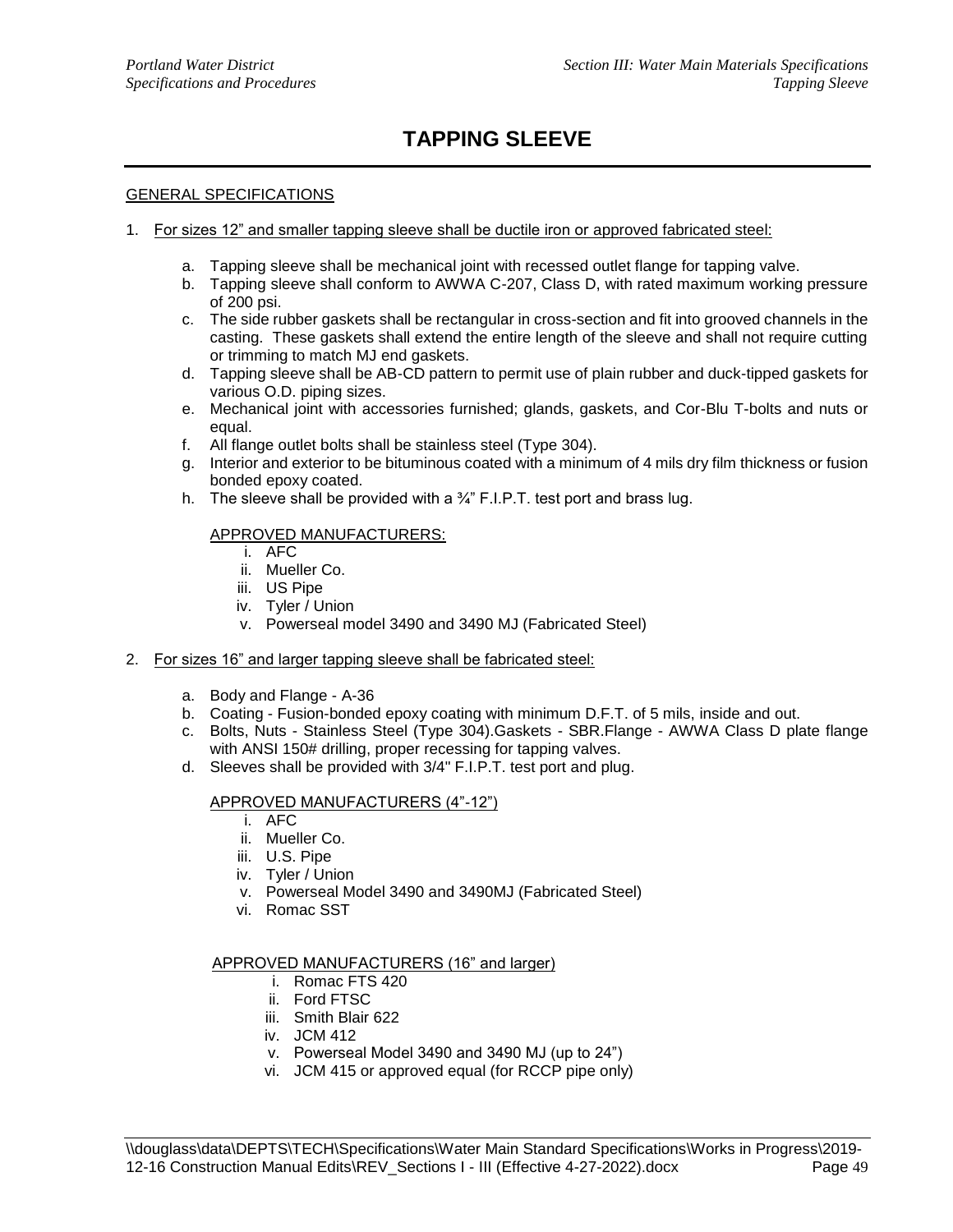# TAPPING SLEEVE

GENERAL SPECIFICATIONS

1. For sizes 12" and smaller tapping sleeve shall be ductile iron or approved fabricated steel:

    a. Tapping sleeve shall be mechanical joint with recessed outlet flange for tapping valve.
    b. Tapping sleeve shall conform to AWWA C-207, Class D, with rated maximum working pressure of 200 psi.
    c. The side rubber gaskets shall be rectangular in cross-section and fit into grooved channels in the casting. These gaskets shall extend the entire length of the sleeve and shall not require cutting or trimming to match MJ end gaskets.
    d. Tapping sleeve shall be AB-CD pattern to permit use of plain rubber and duck-tipped gaskets for various O.D. piping sizes.
    e. Mechanical joint with accessories furnished; glands, gaskets, and Cor-Blu T-bolts and nuts or equal.
    f. All flange outlet bolts shall be stainless steel (Type 304).
    g. Interior and exterior to be bituminous coated with a minimum of 4 mils dry film thickness or fusion bonded epoxy coated.
    h. The sleeve shall be provided with a ¾" F.I.P.T. test port and brass lug.

    APPROVED MANUFACTURERS:

    i. AFC
    ii. Mueller Co.
    iii. US Pipe
    iv. Tyler / Union
    v. Powerseal model 3490 and 3490 MJ (Fabricated Steel)

2. For sizes 16" and larger tapping sleeve shall be fabricated steel:

    a. Body and Flange - A-36
    b. Coating - Fusion-bonded epoxy coating with minimum D.F.T. of 5 mils, inside and out.
    c. Bolts, Nuts - Stainless Steel (Type 304).Gaskets - SBR.Flange - AWWA Class D plate flange with ANSI 150# drilling, proper recessing for tapping valves.
    d. Sleeves shall be provided with 3/4" F.I.P.T. test port and plug.

    APPROVED MANUFACTURERS (4"-12")

    i. AFC
    ii. Mueller Co.
    iii. U.S. Pipe
    iv. Tyler / Union
    v. Powerseal Model 3490 and 3490MJ (Fabricated Steel)
    vi. Romac SST

    APPROVED MANUFACTURERS (16" and larger)

    i. Romac FTS 420
    ii. Ford FTSC
    iii. Smith Blair 622
    iv. JCM 412
    v. Powerseal Model 3490 and 3490 MJ (up to 24")
    vi. JCM 415 or approved equal (for RCCP pipe only)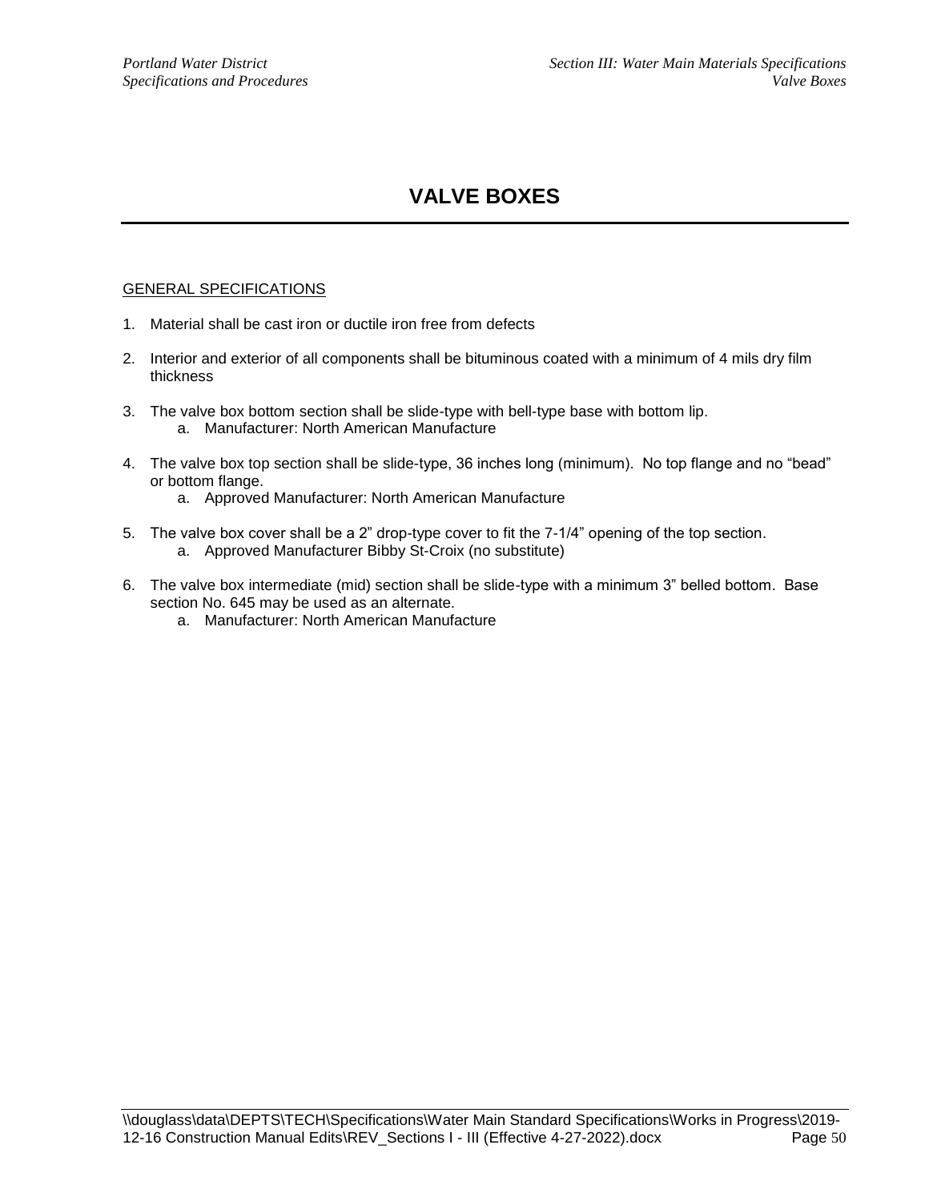# VALVE BOXES

GENERAL SPECIFICATIONS

1. Material shall be cast iron or ductile iron free from defects
2. Interior and exterior of all components shall be bituminous coated with a minimum of 4 mils dry film thickness
3. The valve box bottom section shall be slide-type with bell-type base with bottom lip.
   a. Manufacturer: North American Manufacture
4. The valve box top section shall be slide-type, 36 inches long (minimum). No top flange and no "bead" or bottom flange.
   a. Approved Manufacturer: North American Manufacture
5. The valve box cover shall be a 2" drop-type cover to fit the 7-1/4" opening of the top section.
   a. Approved Manufacturer Bibby St-Croix (no substitute)
6. The valve box intermediate (mid) section shall be slide-type with a minimum 3" belled bottom. Base section No. 645 may be used as an alternate.
   a. Manufacturer: North American Manufacture